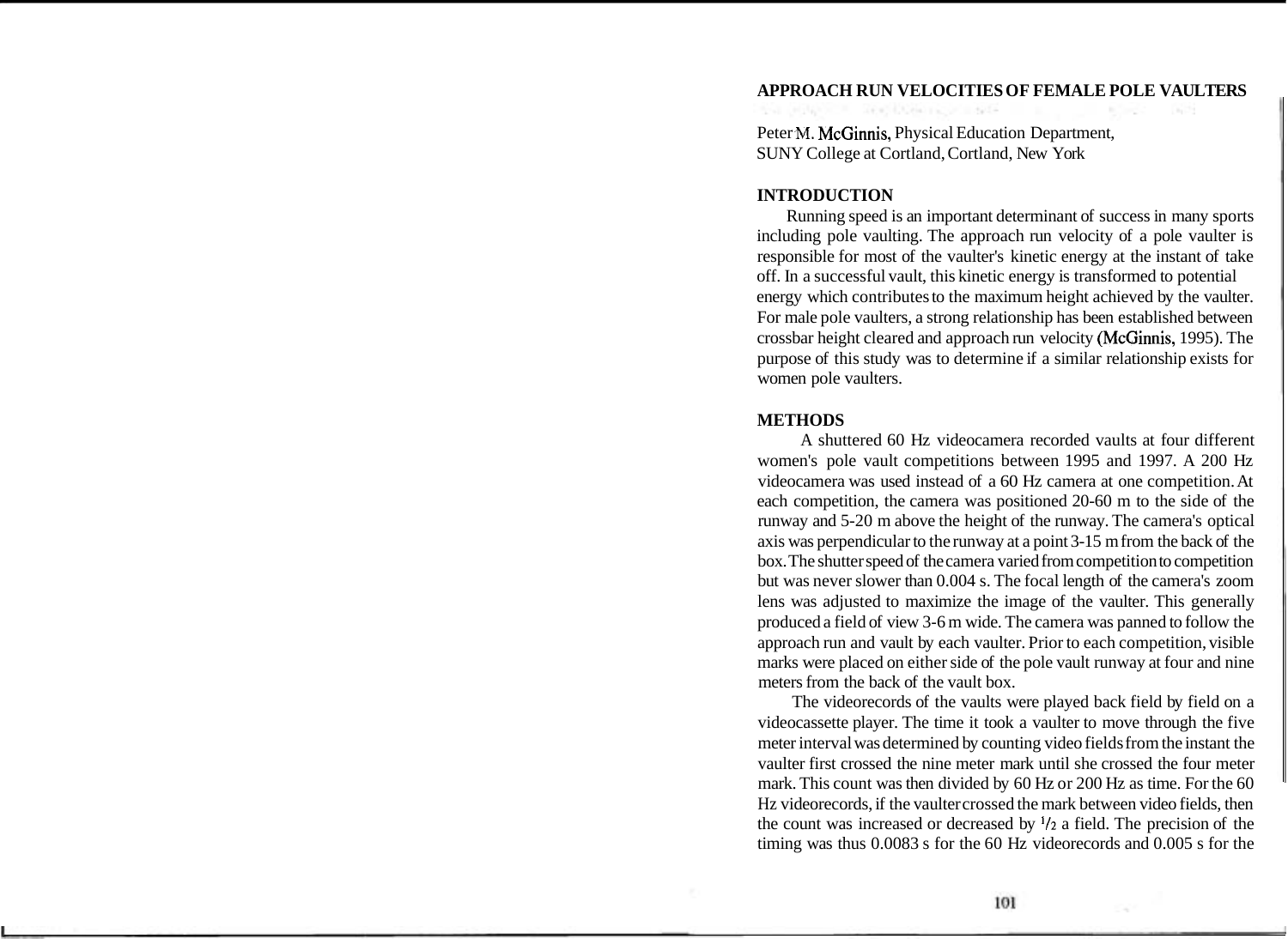# APPROACH RUN VELOCITIES OF FEMALE POLE VAULTERS

Peter M. McGinnis, Physical Education Department,
SUNY College at Cortland, Cortland, New York

## INTRODUCTION

Running speed is an important determinant of success in many sports including pole vaulting. The approach run velocity of a pole vaulter is responsible for most of the vaulter's kinetic energy at the instant of take off. In a successful vault, this kinetic energy is transformed to potential energy which contributes to the maximum height achieved by the vaulter. For male pole vaulters, a strong relationship has been established between crossbar height cleared and approach run velocity (McGinnis, 1995). The purpose of this study was to determine if a similar relationship exists for women pole vaulters.

## METHODS

A shuttered 60 Hz videocamera recorded vaults at four different women's pole vault competitions between 1995 and 1997. A 200 Hz videocamera was used instead of a 60 Hz camera at one competition. At each competition, the camera was positioned 20-60 m to the side of the runway and 5-20 m above the height of the runway. The camera's optical axis was perpendicular to the runway at a point 3-15 m from the back of the box. The shutter speed of the camera varied from competition to competition but was never slower than 0.004 s. The focal length of the camera's zoom lens was adjusted to maximize the image of the vaulter. This generally produced a field of view 3-6 m wide. The camera was panned to follow the approach run and vault by each vaulter. Prior to each competition, visible marks were placed on either side of the pole vault runway at four and nine meters from the back of the vault box.

The videorecords of the vaults were played back field by field on a videocassette player. The time it took a vaulter to move through the five meter interval was determined by counting video fields from the instant the vaulter first crossed the nine meter mark until she crossed the four meter mark. This count was then divided by 60 Hz or 200 Hz as time. For the 60 Hz videorecords, if the vaulter crossed the mark between video fields, then the count was increased or decreased by ½ a field. The precision of the timing was thus 0.0083 s for the 60 Hz videorecords and 0.005 s for the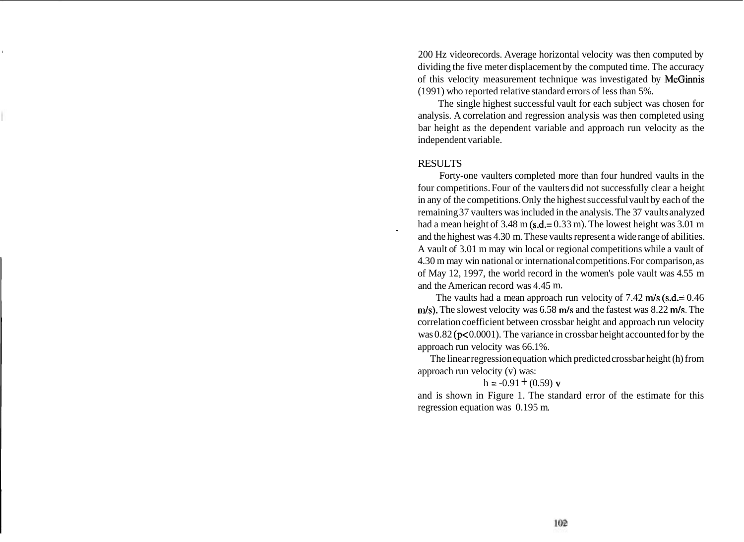200 Hz videorecords. Average horizontal velocity was then computed by dividing the five meter displacement by the computed time. The accuracy of this velocity measurement technique was investigated by McGinnis (1991) who reported relative standard errors of less than 5%.

The single highest successful vault for each subject was chosen for analysis. A correlation and regression analysis was then completed using bar height as the dependent variable and approach run velocity as the independent variable.

## RESULTS

Forty-one vaulters completed more than four hundred vaults in the four competitions. Four of the vaulters did not successfully clear a height in any of the competitions. Only the highest successful vault by each of the remaining 37 vaulters was included in the analysis. The 37 vaults analyzed had a mean height of 3.48 m (s.d.= 0.33 m). The lowest height was 3.01 m and the highest was 4.30 m. These vaults represent a wide range of abilities. A vault of 3.01 m may win local or regional competitions while a vault of 4.30 m may win national or international competitions. For comparison, as of May 12, 1997, the world record in the women's pole vault was 4.55 m and the American record was 4.45 m.

The vaults had a mean approach run velocity of 7.42 m/s (s.d.= 0.46 m/s). The slowest velocity was 6.58 m/s and the fastest was 8.22 m/s. The correlation coefficient between crossbar height and approach run velocity was 0.82 ($p < 0.0001$). The variance in crossbar height accounted for by the approach run velocity was 66.1%.

The linear regression equation which predicted crossbar height (h) from approach run velocity (v) was:

$$h = -0.91 + (0.59)\,v$$

and is shown in Figure 1. The standard error of the estimate for this regression equation was 0.195 m.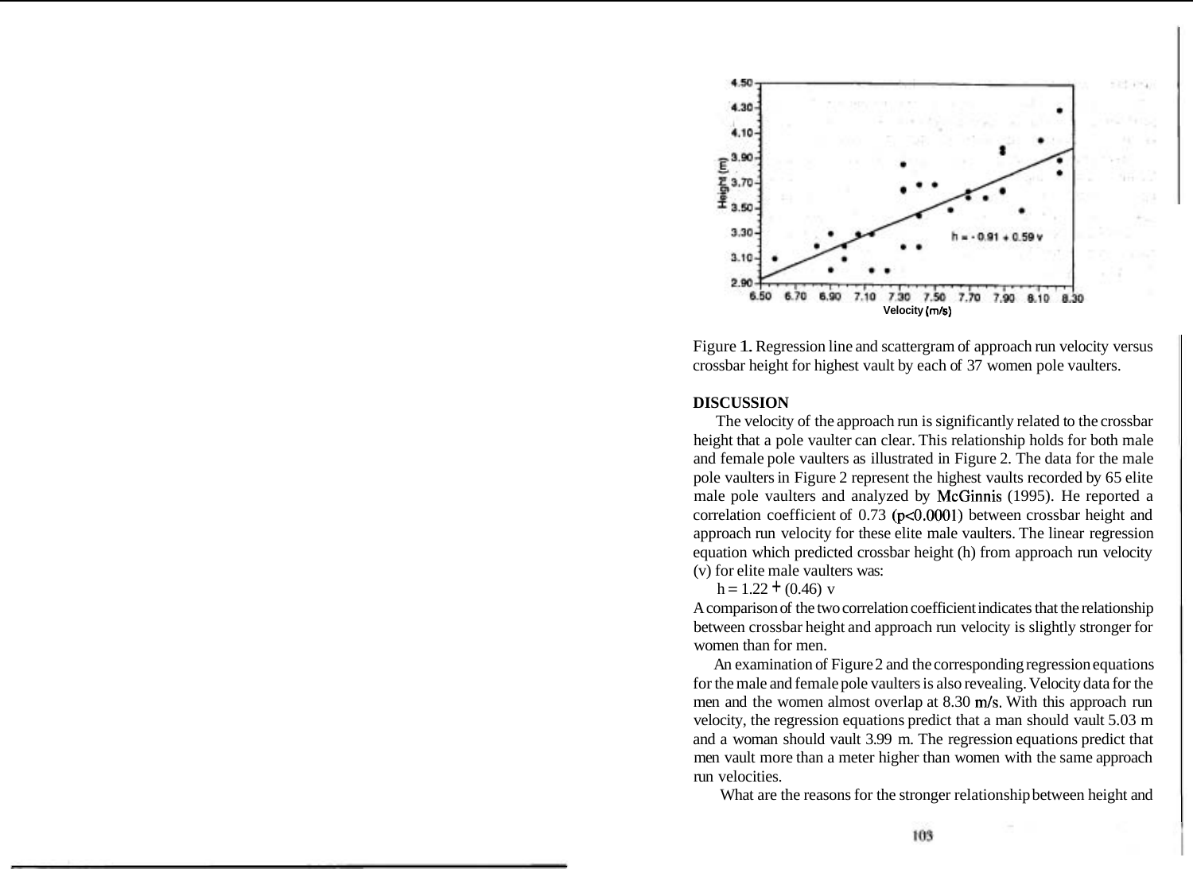Figure 1. Regression line and scattergram of approach run velocity versus crossbar height for highest vault by each of 37 women pole vaulters.

**DISCUSSION**

The velocity of the approach run is significantly related to the crossbar height that a pole vaulter can clear. This relationship holds for both male and female pole vaulters as illustrated in Figure 2. The data for the male pole vaulters in Figure 2 represent the highest vaults recorded by 65 elite male pole vaulters and analyzed by McGinnis (1995). He reported a correlation coefficient of 0.73 ($p<0.0001$) between crossbar height and approach run velocity for these elite male vaulters. The linear regression equation which predicted crossbar height (h) from approach run velocity (v) for elite male vaulters was:

$$h = 1.22 + (0.46)\ v$$

A comparison of the two correlation coefficient indicates that the relationship between crossbar height and approach run velocity is slightly stronger for women than for men.

An examination of Figure 2 and the corresponding regression equations for the male and female pole vaulters is also revealing. Velocity data for the men and the women almost overlap at 8.30 m/s. With this approach run velocity, the regression equations predict that a man should vault 5.03 m and a woman should vault 3.99 m. The regression equations predict that men vault more than a meter higher than women with the same approach run velocities.

What are the reasons for the stronger relationship between height and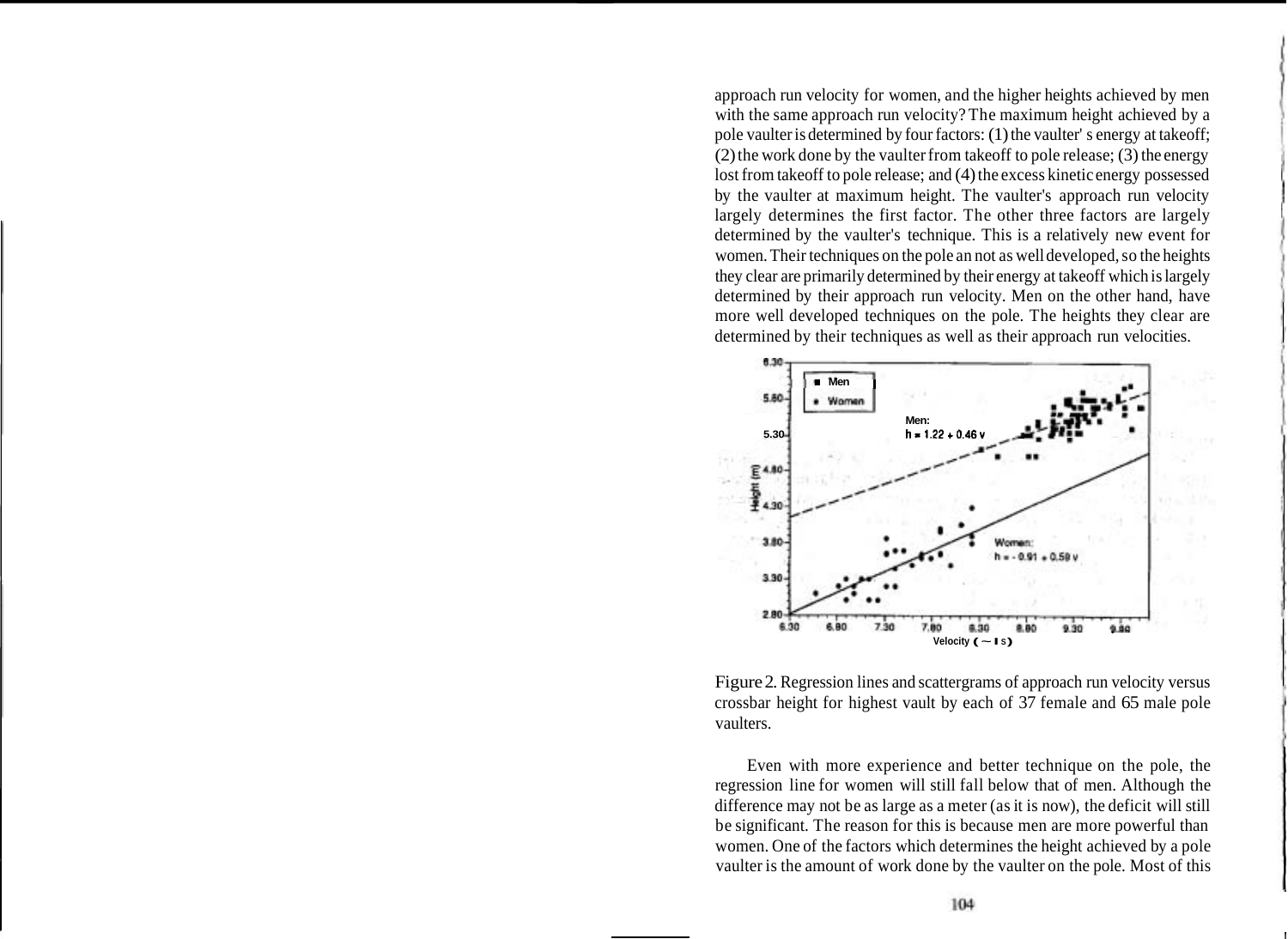approach run velocity for women, and the higher heights achieved by men with the same approach run velocity? The maximum height achieved by a pole vaulter is determined by four factors: (1) the vaulter's energy at takeoff; (2) the work done by the vaulter from takeoff to pole release; (3) the energy lost from takeoff to pole release; and (4) the excess kinetic energy possessed by the vaulter at maximum height. The vaulter's approach run velocity largely determines the first factor. The other three factors are largely determined by the vaulter's technique. This is a relatively new event for women. Their techniques on the pole an not as well developed, so the heights they clear are primarily determined by their energy at takeoff which is largely determined by their approach run velocity. Men on the other hand, have more well developed techniques on the pole. The heights they clear are determined by their techniques as well as their approach run velocities.

Figure 2. Regression lines and scattergrams of approach run velocity versus crossbar height for highest vault by each of 37 female and 65 male pole vaulters.

Even with more experience and better technique on the pole, the regression line for women will still fall below that of men. Although the difference may not be as large as a meter (as it is now), the deficit will still be significant. The reason for this is because men are more powerful than women. One of the factors which determines the height achieved by a pole vaulter is the amount of work done by the vaulter on the pole. Most of this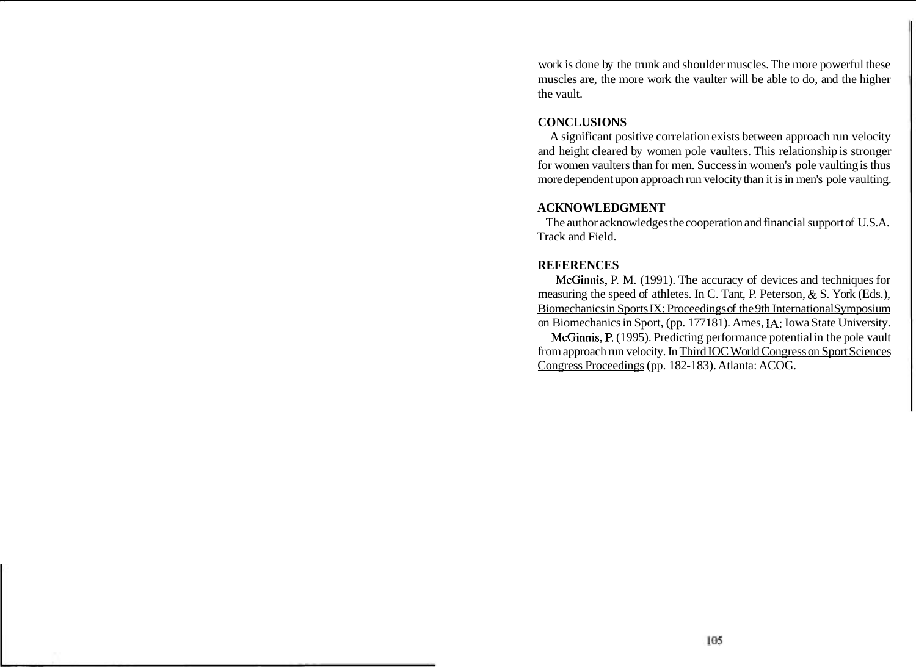work is done by the trunk and shoulder muscles. The more powerful these muscles are, the more work the vaulter will be able to do, and the higher the vault.

## CONCLUSIONS

A significant positive correlation exists between approach run velocity and height cleared by women pole vaulters. This relationship is stronger for women vaulters than for men. Success in women's pole vaulting is thus more dependent upon approach run velocity than it is in men's pole vaulting.

## ACKNOWLEDGMENT

The author acknowledges the cooperation and financial support of U.S.A. Track and Field.

## REFERENCES

McGinnis, P. M. (1991). The accuracy of devices and techniques for measuring the speed of athletes. In C. Tant, P. Peterson, & S. York (Eds.), Biomechanics in Sports IX: Proceedings of the 9th International Symposium on Biomechanics in Sport, (pp. 177181). Ames, IA: Iowa State University.

McGinnis, P. (1995). Predicting performance potential in the pole vault from approach run velocity. In Third IOC World Congress on Sport Sciences Congress Proceedings (pp. 182-183). Atlanta: ACOG.